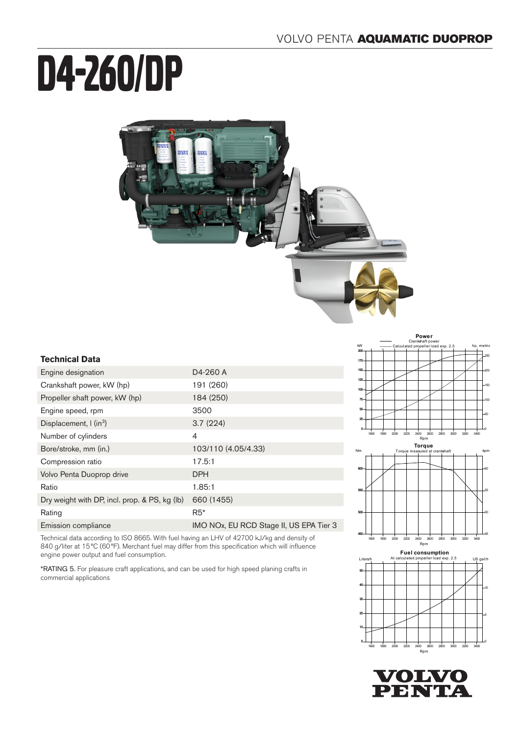VOLVO PENTA **AQUAMATIC DUOPROP**

# D4-260/DP

### Technical Data

| | |
|---|---|
| Engine designation | D4-260 A |
| Crankshaft power, kW (hp) | 191 (260) |
| Propeller shaft power, kW (hp) | 184 (250) |
| Engine speed, rpm | 3500 |
| Displacement, l (in$^3$) | 3.7 (224) |
| Number of cylinders | 4 |
| Bore/stroke, mm (in.) | 103/110 (4.05/4.33) |
| Compression ratio | 17.5:1 |
| Volvo Penta Duoprop drive | DPH |
| Ratio | 1.85:1 |
| Dry weight with DP, incl. prop. & PS, kg (lb) | 660 (1455) |
| Rating | R5* |
| Emission compliance | IMO NOx, EU RCD Stage II, US EPA Tier 3 |

Technical data according to ISO 8665. With fuel having an LHV of 42700 kJ/kg and density of 840 g/liter at 15°C (60°F). Merchant fuel may differ from this specification which will influence engine power output and fuel consumption.

*RATING 5. For pleasure craft applications, and can be used for high speed planing crafts in commercial applications

**Power**
Crankshaft power
Calculated propeller load exp. 2.5

**Torque**
Torque measured at crankshaft

**Fuel consumption**
At calculated propeller load exp. 2.5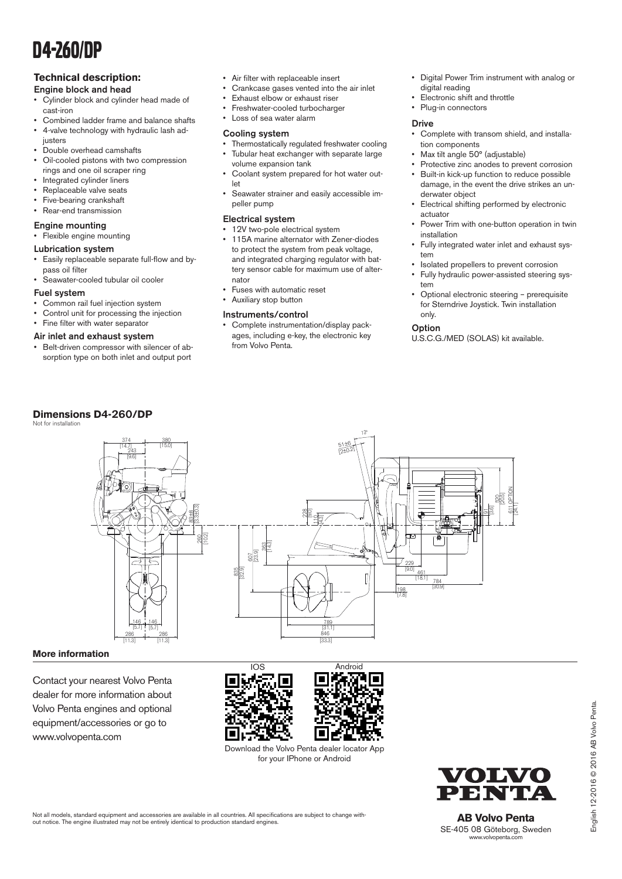# D4-260/DP

## Technical description:

### Engine block and head

- Cylinder block and cylinder head made of cast-iron
- Combined ladder frame and balance shafts
- 4-valve technology with hydraulic lash adjusters
- Double overhead camshafts
- Oil-cooled pistons with two compression rings and one oil scraper ring
- Integrated cylinder liners
- Replaceable valve seats
- Five-bearing crankshaft
- Rear-end transmission

### Engine mounting

- Flexible engine mounting

### Lubrication system

- Easily replaceable separate full-flow and by-pass oil filter
- Seawater-cooled tubular oil cooler

### Fuel system

- Common rail fuel injection system
- Control unit for processing the injection
- Fine filter with water separator

### Air inlet and exhaust system

- Belt-driven compressor with silencer of absorption type on both inlet and output port
- Air filter with replaceable insert
- Crankcase gases vented into the air inlet
- Exhaust elbow or exhaust riser
- Freshwater-cooled turbocharger
- Loss of sea water alarm

### Cooling system

- Thermostatically regulated freshwater cooling
- Tubular heat exchanger with separate large volume expansion tank
- Coolant system prepared for hot water outlet
- Seawater strainer and easily accessible impeller pump

### Electrical system

- 12V two-pole electrical system
- 115A marine alternator with Zener-diodes to protect the system from peak voltage, and integrated charging regulator with battery sensor cable for maximum use of alternator
- Fuses with automatic reset
- Auxiliary stop button

### Instruments/control

- Complete instrumentation/display packages, including e-key, the electronic key from Volvo Penta.
- Digital Power Trim instrument with analog or digital reading
- Electronic shift and throttle
- Plug-in connectors

### Drive

- Complete with transom shield, and installation components
- Max tilt angle 50° (adjustable)
- Protective zinc anodes to prevent corrosion
- Built-in kick-up function to reduce possible damage, in the event the drive strikes an underwater object
- Electrical shifting performed by electronic actuator
- Power Trim with one-button operation in twin installation
- Fully integrated water inlet and exhaust system
- Isolated propellers to prevent corrosion
- Fully hydraulic power-assisted steering system
- Optional electronic steering – prerequisite for Sterndrive Joystick. Twin installation only.

### Option

U.S.C.G./MED (SOLAS) kit available.

## Dimensions D4-260/DP

Not for installation

374 [14.7]
380 [15.0]
243 [9.6]
83±8 [3.3±0.3]
260 [102]
146 [5.7]
146 [5.7]
286 [11.3]
286 [11.3]
13°
51±6 [2±0.2]
228 [9.0]
110 [4.3]
363 [14.3]
607 [23.9]
835 [32.9]
520 [20.5]
611 OPTION [24.1]
91 [3.6]
229 [9.0]
461 [18.1]
784 [30.9]
198 [7.8]
789 [31.1]
846 [33.3]

## More information

Contact your nearest Volvo Penta dealer for more information about Volvo Penta engines and optional equipment/accessories or go to www.volvopenta.com

IOS

Android

Download the Volvo Penta dealer locator App for your IPhone or Android

Not all models, standard equipment and accessories are available in all countries. All specifications are subject to change without notice. The engine illustrated may not be entirely identical to production standard engines.

**AB Volvo Penta**
SE-405 08 Göteborg, Sweden
www.volvopenta.com

English 12-2016 © 2016 AB Volvo Penta.